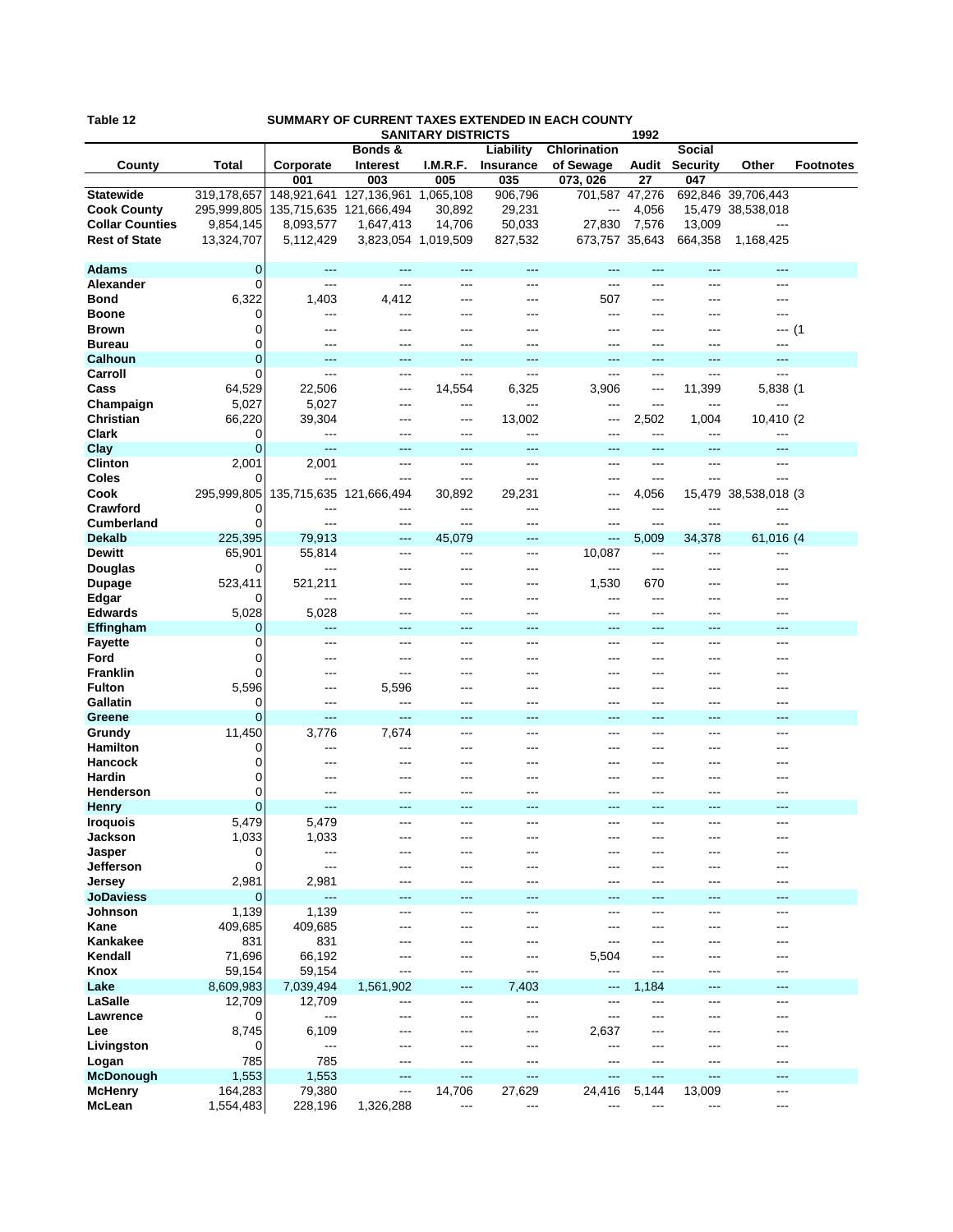Table 12 **SUMMARY OF CURRENT TAXES EXTENDED IN EACH COUNTY**

**SANITARY DISTRICTS** **1992**

| County | Total | Corporate | Bonds & Interest | I.M.R.F. | Liability Insurance | Chlorination of Sewage | Audit | Social Security | Other | Footnotes |
|---|---|---|---|---|---|---|---|---|---|---|
| | | 001 | 003 | 005 | 035 | 073, 026 | 27 | 047 | | |
| **Statewide** | 319,178,657 | 148,921,641 | 127,136,961 | 1,065,108 | 906,796 | 701,587 | 47,276 | 692,846 | 39,706,443 | |
| **Cook County** | 295,999,805 | 135,715,635 | 121,666,494 | 30,892 | 29,231 | --- | 4,056 | 15,479 | 38,538,018 | |
| **Collar Counties** | 9,854,145 | 8,093,577 | 1,647,413 | 14,706 | 50,033 | 27,830 | 7,576 | 13,009 | --- | |
| **Rest of State** | 13,324,707 | 5,112,429 | 3,823,054 | 1,019,509 | 827,532 | 673,757 | 35,643 | 664,358 | 1,168,425 | |
| | | | | | | | | | | |
| **Adams** | 0 | --- | --- | --- | --- | --- | --- | --- | --- | |
| **Alexander** | 0 | --- | --- | --- | --- | --- | --- | --- | --- | |
| **Bond** | 6,322 | 1,403 | 4,412 | --- | --- | 507 | --- | --- | --- | |
| **Boone** | 0 | --- | --- | --- | --- | --- | --- | --- | --- | |
| **Brown** | 0 | --- | --- | --- | --- | --- | --- | --- | --- | (1 |
| **Bureau** | 0 | --- | --- | --- | --- | --- | --- | --- | --- | |
| **Calhoun** | 0 | --- | --- | --- | --- | --- | --- | --- | --- | |
| **Carroll** | 0 | --- | --- | --- | --- | --- | --- | --- | --- | |
| **Cass** | 64,529 | 22,506 | --- | 14,554 | 6,325 | 3,906 | --- | 11,399 | 5,838 | (1 |
| **Champaign** | 5,027 | 5,027 | --- | --- | --- | --- | --- | --- | --- | |
| **Christian** | 66,220 | 39,304 | --- | --- | 13,002 | --- | 2,502 | 1,004 | 10,410 | (2 |
| **Clark** | 0 | --- | --- | --- | --- | --- | --- | --- | --- | |
| **Clay** | 0 | --- | --- | --- | --- | --- | --- | --- | --- | |
| **Clinton** | 2,001 | 2,001 | --- | --- | --- | --- | --- | --- | --- | |
| **Coles** | 0 | --- | --- | --- | --- | --- | --- | --- | --- | |
| **Cook** | 295,999,805 | 135,715,635 | 121,666,494 | 30,892 | 29,231 | --- | 4,056 | 15,479 | 38,538,018 | (3 |
| **Crawford** | 0 | --- | --- | --- | --- | --- | --- | --- | --- | |
| **Cumberland** | 0 | --- | --- | --- | --- | --- | --- | --- | --- | |
| **Dekalb** | 225,395 | 79,913 | --- | 45,079 | --- | --- | 5,009 | 34,378 | 61,016 | (4 |
| **Dewitt** | 65,901 | 55,814 | --- | --- | --- | 10,087 | --- | --- | --- | |
| **Douglas** | 0 | --- | --- | --- | --- | --- | --- | --- | --- | |
| **Dupage** | 523,411 | 521,211 | --- | --- | --- | 1,530 | 670 | --- | --- | |
| **Edgar** | 0 | --- | --- | --- | --- | --- | --- | --- | --- | |
| **Edwards** | 5,028 | 5,028 | --- | --- | --- | --- | --- | --- | --- | |
| **Effingham** | 0 | --- | --- | --- | --- | --- | --- | --- | --- | |
| **Fayette** | 0 | --- | --- | --- | --- | --- | --- | --- | --- | |
| **Ford** | 0 | --- | --- | --- | --- | --- | --- | --- | --- | |
| **Franklin** | 0 | --- | --- | --- | --- | --- | --- | --- | --- | |
| **Fulton** | 5,596 | --- | 5,596 | --- | --- | --- | --- | --- | --- | |
| **Gallatin** | 0 | --- | --- | --- | --- | --- | --- | --- | --- | |
| **Greene** | 0 | --- | --- | --- | --- | --- | --- | --- | --- | |
| **Grundy** | 11,450 | 3,776 | 7,674 | --- | --- | --- | --- | --- | --- | |
| **Hamilton** | 0 | --- | --- | --- | --- | --- | --- | --- | --- | |
| **Hancock** | 0 | --- | --- | --- | --- | --- | --- | --- | --- | |
| **Hardin** | 0 | --- | --- | --- | --- | --- | --- | --- | --- | |
| **Henderson** | 0 | --- | --- | --- | --- | --- | --- | --- | --- | |
| **Henry** | 0 | --- | --- | --- | --- | --- | --- | --- | --- | |
| **Iroquois** | 5,479 | 5,479 | --- | --- | --- | --- | --- | --- | --- | |
| **Jackson** | 1,033 | 1,033 | --- | --- | --- | --- | --- | --- | --- | |
| **Jasper** | 0 | --- | --- | --- | --- | --- | --- | --- | --- | |
| **Jefferson** | 0 | --- | --- | --- | --- | --- | --- | --- | --- | |
| **Jersey** | 2,981 | 2,981 | --- | --- | --- | --- | --- | --- | --- | |
| **JoDaviess** | 0 | --- | --- | --- | --- | --- | --- | --- | --- | |
| **Johnson** | 1,139 | 1,139 | --- | --- | --- | --- | --- | --- | --- | |
| **Kane** | 409,685 | 409,685 | --- | --- | --- | --- | --- | --- | --- | |
| **Kankakee** | 831 | 831 | --- | --- | --- | --- | --- | --- | --- | |
| **Kendall** | 71,696 | 66,192 | --- | --- | --- | 5,504 | --- | --- | --- | |
| **Knox** | 59,154 | 59,154 | --- | --- | --- | --- | --- | --- | --- | |
| **Lake** | 8,609,983 | 7,039,494 | 1,561,902 | --- | 7,403 | --- | 1,184 | --- | --- | |
| **LaSalle** | 12,709 | 12,709 | --- | --- | --- | --- | --- | --- | --- | |
| **Lawrence** | 0 | --- | --- | --- | --- | --- | --- | --- | --- | |
| **Lee** | 8,745 | 6,109 | --- | --- | --- | 2,637 | --- | --- | --- | |
| **Livingston** | 0 | --- | --- | --- | --- | --- | --- | --- | --- | |
| **Logan** | 785 | 785 | --- | --- | --- | --- | --- | --- | --- | |
| **McDonough** | 1,553 | 1,553 | --- | --- | --- | --- | --- | --- | --- | |
| **McHenry** | 164,283 | 79,380 | --- | 14,706 | 27,629 | 24,416 | 5,144 | 13,009 | --- | |
| **McLean** | 1,554,483 | 228,196 | 1,326,288 | --- | --- | --- | --- | --- | --- | |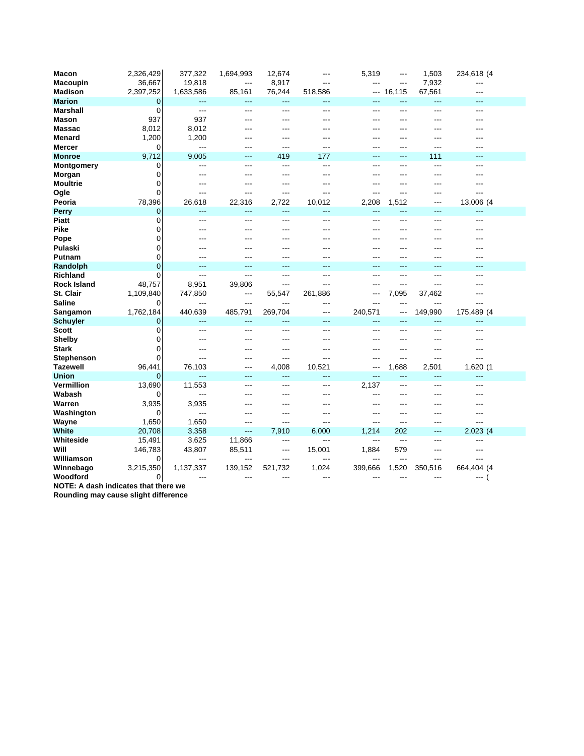| | | | | | | | | | |
|---|---|---|---|---|---|---|---|---|---|
| **Macon** | 2,326,429 | 377,322 | 1,694,993 | 12,674 | --- | 5,319 | --- | 1,503 | 234,618 (4 |
| **Macoupin** | 36,667 | 19,818 | --- | 8,917 | --- | --- | --- | 7,932 | --- |
| **Madison** | 2,397,252 | 1,633,586 | 85,161 | 76,244 | 518,586 | --- | 16,115 | 67,561 | --- |
| **Marion** | 0 | --- | --- | --- | --- | --- | --- | --- | --- |
| **Marshall** | 0 | --- | --- | --- | --- | --- | --- | --- | --- |
| **Mason** | 937 | 937 | --- | --- | --- | --- | --- | --- | --- |
| **Massac** | 8,012 | 8,012 | --- | --- | --- | --- | --- | --- | --- |
| **Menard** | 1,200 | 1,200 | --- | --- | --- | --- | --- | --- | --- |
| **Mercer** | 0 | --- | --- | --- | --- | --- | --- | --- | --- |
| **Monroe** | 9,712 | 9,005 | --- | 419 | 177 | --- | --- | 111 | --- |
| **Montgomery** | 0 | --- | --- | --- | --- | --- | --- | --- | --- |
| **Morgan** | 0 | --- | --- | --- | --- | --- | --- | --- | --- |
| **Moultrie** | 0 | --- | --- | --- | --- | --- | --- | --- | --- |
| **Ogle** | 0 | --- | --- | --- | --- | --- | --- | --- | --- |
| **Peoria** | 78,396 | 26,618 | 22,316 | 2,722 | 10,012 | 2,208 | 1,512 | --- | 13,006 (4 |
| **Perry** | 0 | --- | --- | --- | --- | --- | --- | --- | --- |
| **Piatt** | 0 | --- | --- | --- | --- | --- | --- | --- | --- |
| **Pike** | 0 | --- | --- | --- | --- | --- | --- | --- | --- |
| **Pope** | 0 | --- | --- | --- | --- | --- | --- | --- | --- |
| **Pulaski** | 0 | --- | --- | --- | --- | --- | --- | --- | --- |
| **Putnam** | 0 | --- | --- | --- | --- | --- | --- | --- | --- |
| **Randolph** | 0 | --- | --- | --- | --- | --- | --- | --- | --- |
| **Richland** | 0 | --- | --- | --- | --- | --- | --- | --- | --- |
| **Rock Island** | 48,757 | 8,951 | 39,806 | --- | --- | --- | --- | --- | --- |
| **St. Clair** | 1,109,840 | 747,850 | --- | 55,547 | 261,886 | --- | 7,095 | 37,462 | --- |
| **Saline** | 0 | --- | --- | --- | --- | --- | --- | --- | --- |
| **Sangamon** | 1,762,184 | 440,639 | 485,791 | 269,704 | --- | 240,571 | --- | 149,990 | 175,489 (4 |
| **Schuyler** | 0 | --- | --- | --- | --- | --- | --- | --- | --- |
| **Scott** | 0 | --- | --- | --- | --- | --- | --- | --- | --- |
| **Shelby** | 0 | --- | --- | --- | --- | --- | --- | --- | --- |
| **Stark** | 0 | --- | --- | --- | --- | --- | --- | --- | --- |
| **Stephenson** | 0 | --- | --- | --- | --- | --- | --- | --- | --- |
| **Tazewell** | 96,441 | 76,103 | --- | 4,008 | 10,521 | --- | 1,688 | 2,501 | 1,620 (1 |
| **Union** | 0 | --- | --- | --- | --- | --- | --- | --- | --- |
| **Vermillion** | 13,690 | 11,553 | --- | --- | --- | 2,137 | --- | --- | --- |
| **Wabash** | 0 | --- | --- | --- | --- | --- | --- | --- | --- |
| **Warren** | 3,935 | 3,935 | --- | --- | --- | --- | --- | --- | --- |
| **Washington** | 0 | --- | --- | --- | --- | --- | --- | --- | --- |
| **Wayne** | 1,650 | 1,650 | --- | --- | --- | --- | --- | --- | --- |
| **White** | 20,708 | 3,358 | --- | 7,910 | 6,000 | 1,214 | 202 | --- | 2,023 (4 |
| **Whiteside** | 15,491 | 3,625 | 11,866 | --- | --- | --- | --- | --- | --- |
| **Will** | 146,783 | 43,807 | 85,511 | --- | 15,001 | 1,884 | 579 | --- | --- |
| **Williamson** | 0 | --- | --- | --- | --- | --- | --- | --- | --- |
| **Winnebago** | 3,215,350 | 1,137,337 | 139,152 | 521,732 | 1,024 | 399,666 | 1,520 | 350,516 | 664,404 (4 |
| **Woodford** | 0 | --- | --- | --- | --- | --- | --- | --- | --- ( |

**NOTE: A dash indicates that there we**

**Rounding may cause slight difference**